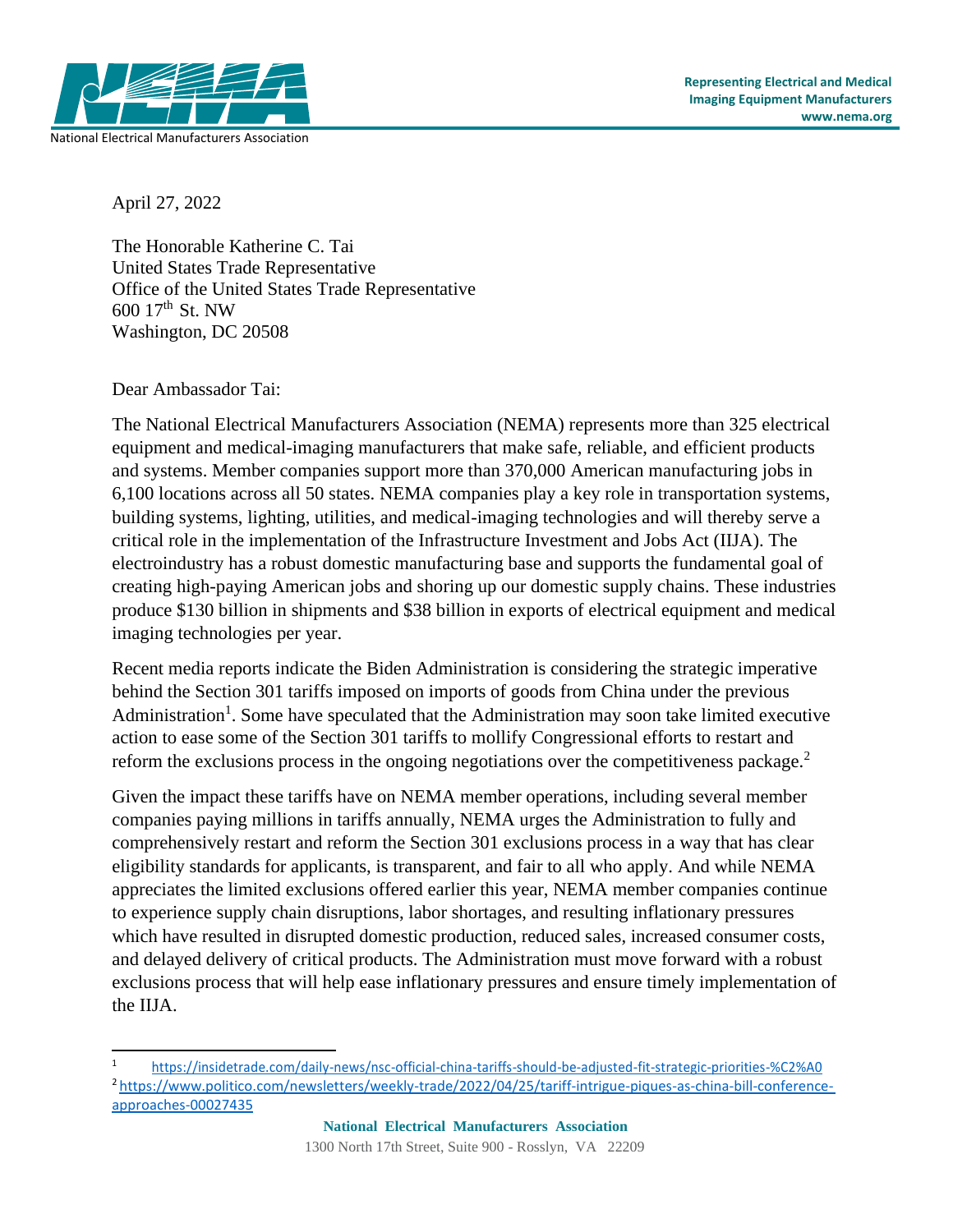National Electrical Manufacturers Association

**Representing Electrical and Medical Imaging Equipment Manufacturers**
**www.nema.org**

April 27, 2022

The Honorable Katherine C. Tai
United States Trade Representative
Office of the United States Trade Representative
600 17th St. NW
Washington, DC 20508

Dear Ambassador Tai:

The National Electrical Manufacturers Association (NEMA) represents more than 325 electrical equipment and medical-imaging manufacturers that make safe, reliable, and efficient products and systems. Member companies support more than 370,000 American manufacturing jobs in 6,100 locations across all 50 states. NEMA companies play a key role in transportation systems, building systems, lighting, utilities, and medical-imaging technologies and will thereby serve a critical role in the implementation of the Infrastructure Investment and Jobs Act (IIJA). The electroindustry has a robust domestic manufacturing base and supports the fundamental goal of creating high-paying American jobs and shoring up our domestic supply chains. These industries produce $130 billion in shipments and $38 billion in exports of electrical equipment and medical imaging technologies per year.

Recent media reports indicate the Biden Administration is considering the strategic imperative behind the Section 301 tariffs imposed on imports of goods from China under the previous Administration[1]. Some have speculated that the Administration may soon take limited executive action to ease some of the Section 301 tariffs to mollify Congressional efforts to restart and reform the exclusions process in the ongoing negotiations over the competitiveness package.[2]

Given the impact these tariffs have on NEMA member operations, including several member companies paying millions in tariffs annually, NEMA urges the Administration to fully and comprehensively restart and reform the Section 301 exclusions process in a way that has clear eligibility standards for applicants, is transparent, and fair to all who apply. And while NEMA appreciates the limited exclusions offered earlier this year, NEMA member companies continue to experience supply chain disruptions, labor shortages, and resulting inflationary pressures which have resulted in disrupted domestic production, reduced sales, increased consumer costs, and delayed delivery of critical products. The Administration must move forward with a robust exclusions process that will help ease inflationary pressures and ensure timely implementation of the IIJA.

---

[1] https://insidetrade.com/daily-news/nsc-official-china-tariffs-should-be-adjusted-fit-strategic-priorities-%C2%A0

[2] https://www.politico.com/newsletters/weekly-trade/2022/04/25/tariff-intrigue-piques-as-china-bill-conference-approaches-00027435

**National Electrical Manufacturers Association**
1300 North 17th Street, Suite 900 - Rosslyn, VA 22209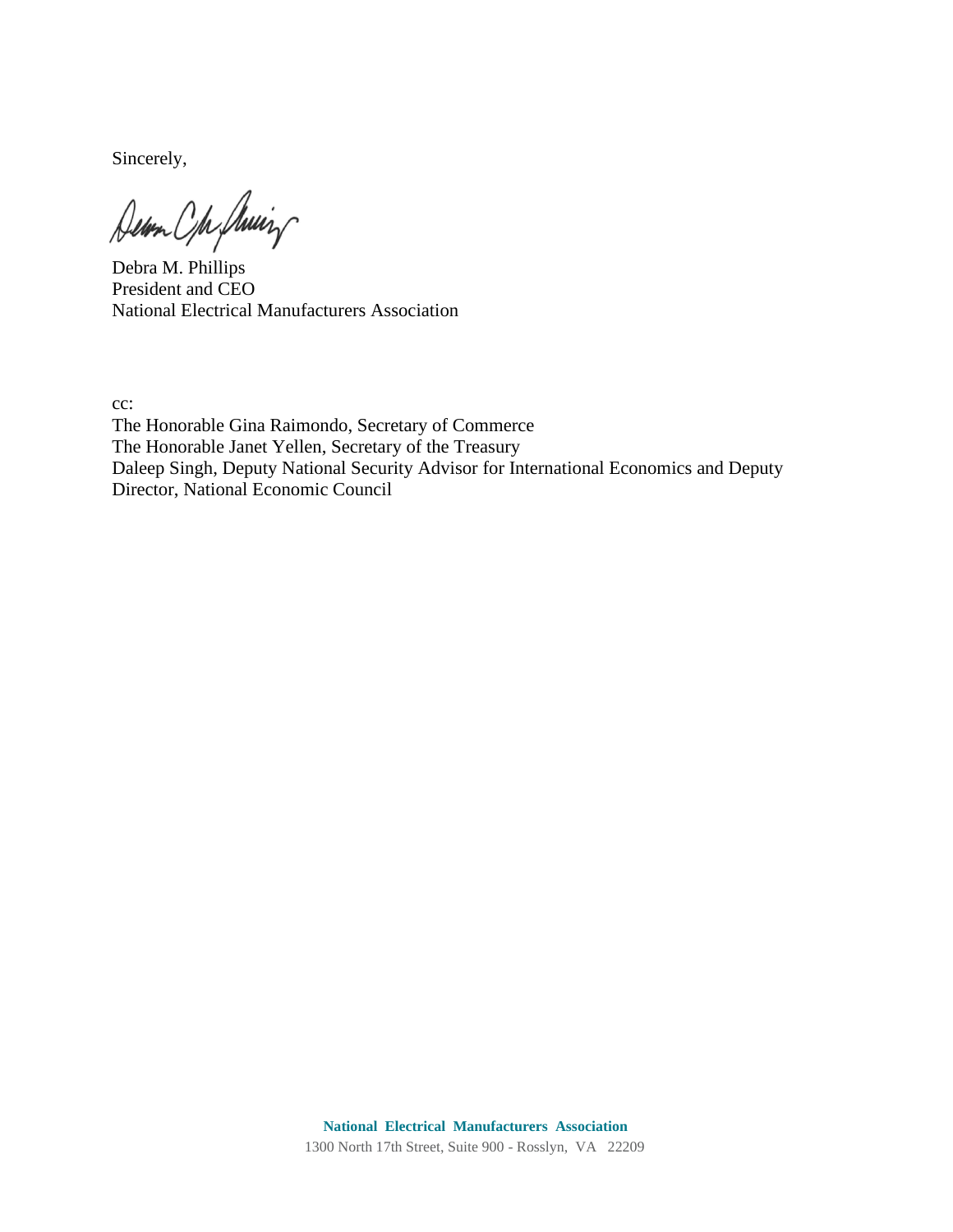Sincerely,

Debra M. Phillips
President and CEO
National Electrical Manufacturers Association

cc:
The Honorable Gina Raimondo, Secretary of Commerce
The Honorable Janet Yellen, Secretary of the Treasury
Daleep Singh, Deputy National Security Advisor for International Economics and Deputy Director, National Economic Council